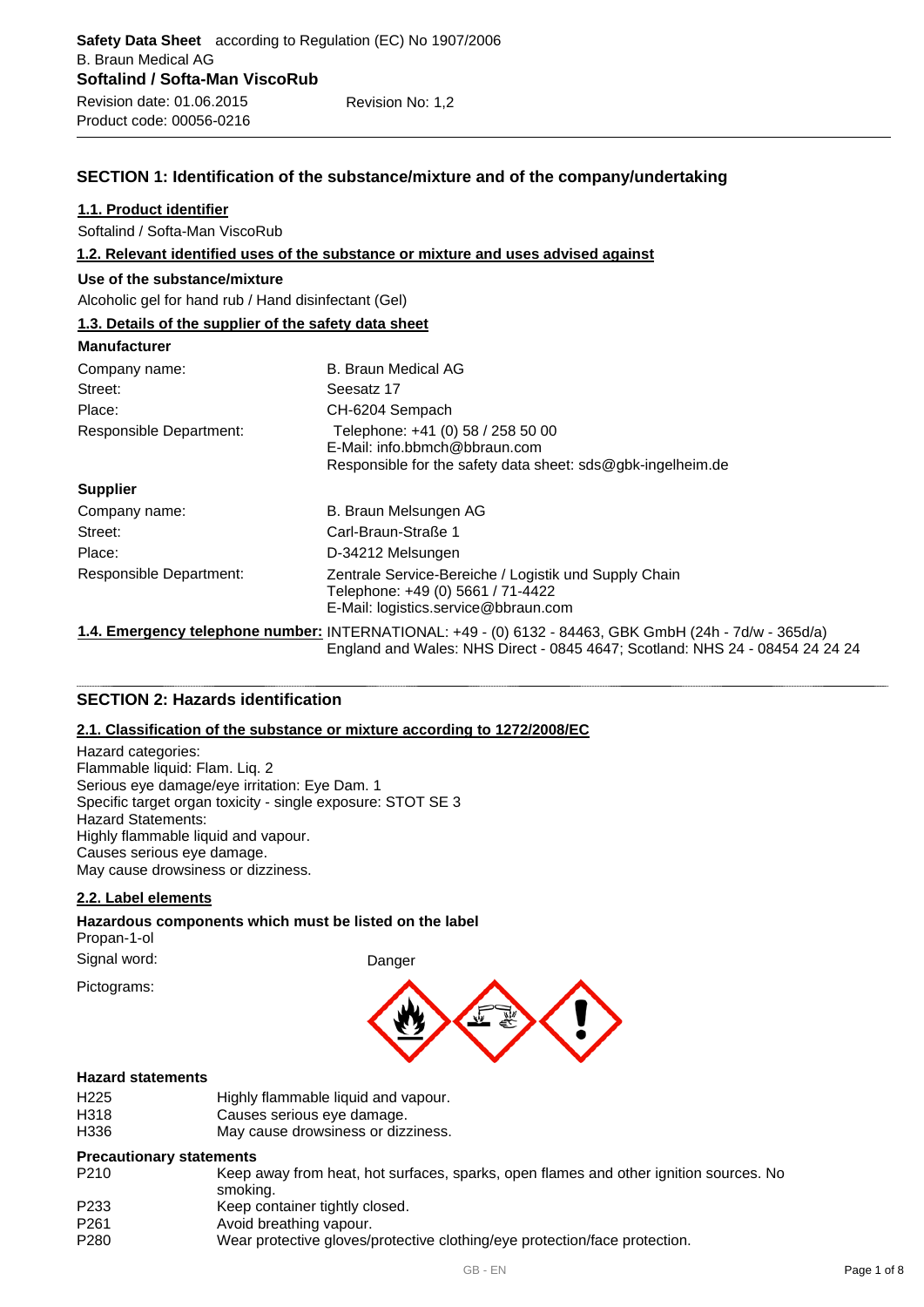## SECTION 1: Identification of the substance/mixture and of the company/undertaking

**1.1. Product identifier**

Softalind / Softa-Man ViscoRub

**1.2. Relevant identified uses of the substance or mixture and uses advised against**

**Use of the substance/mixture**

Alcoholic gel for hand rub / Hand disinfectant (Gel)

**1.3. Details of the supplier of the safety data sheet**

**Manufacturer**

| | |
|---|---|
| Company name: | B. Braun Medical AG |
| Street: | Seesatz 17 |
| Place: | CH-6204 Sempach |
| Responsible Department: | Telephone: +41 (0) 58 / 258 50 00<br>E-Mail: info.bbmch@bbraun.com<br>Responsible for the safety data sheet: sds@gbk-ingelheim.de |

**Supplier**

| | |
|---|---|
| Company name: | B. Braun Melsungen AG |
| Street: | Carl-Braun-Straße 1 |
| Place: | D-34212 Melsungen |
| Responsible Department: | Zentrale Service-Bereiche / Logistik und Supply Chain<br>Telephone: +49 (0) 5661 / 71-4422<br>E-Mail: logistics.service@bbraun.com |

**1.4. Emergency telephone number:** INTERNATIONAL: +49 - (0) 6132 - 84463, GBK GmbH (24h - 7d/w - 365d/a)
England and Wales: NHS Direct - 0845 4647; Scotland: NHS 24 - 08454 24 24 24

## SECTION 2: Hazards identification

**2.1. Classification of the substance or mixture according to 1272/2008/EC**

Hazard categories:
Flammable liquid: Flam. Liq. 2
Serious eye damage/eye irritation: Eye Dam. 1
Specific target organ toxicity - single exposure: STOT SE 3
Hazard Statements:
Highly flammable liquid and vapour.
Causes serious eye damage.
May cause drowsiness or dizziness.

**2.2. Label elements**

**Hazardous components which must be listed on the label**
Propan-1-ol

Signal word: Danger

Pictograms:

**Hazard statements**

| | |
|---|---|
| H225 | Highly flammable liquid and vapour. |
| H318 | Causes serious eye damage. |
| H336 | May cause drowsiness or dizziness. |

**Precautionary statements**

| | |
|---|---|
| P210 | Keep away from heat, hot surfaces, sparks, open flames and other ignition sources. No smoking. |
| P233 | Keep container tightly closed. |
| P261 | Avoid breathing vapour. |
| P280 | Wear protective gloves/protective clothing/eye protection/face protection. |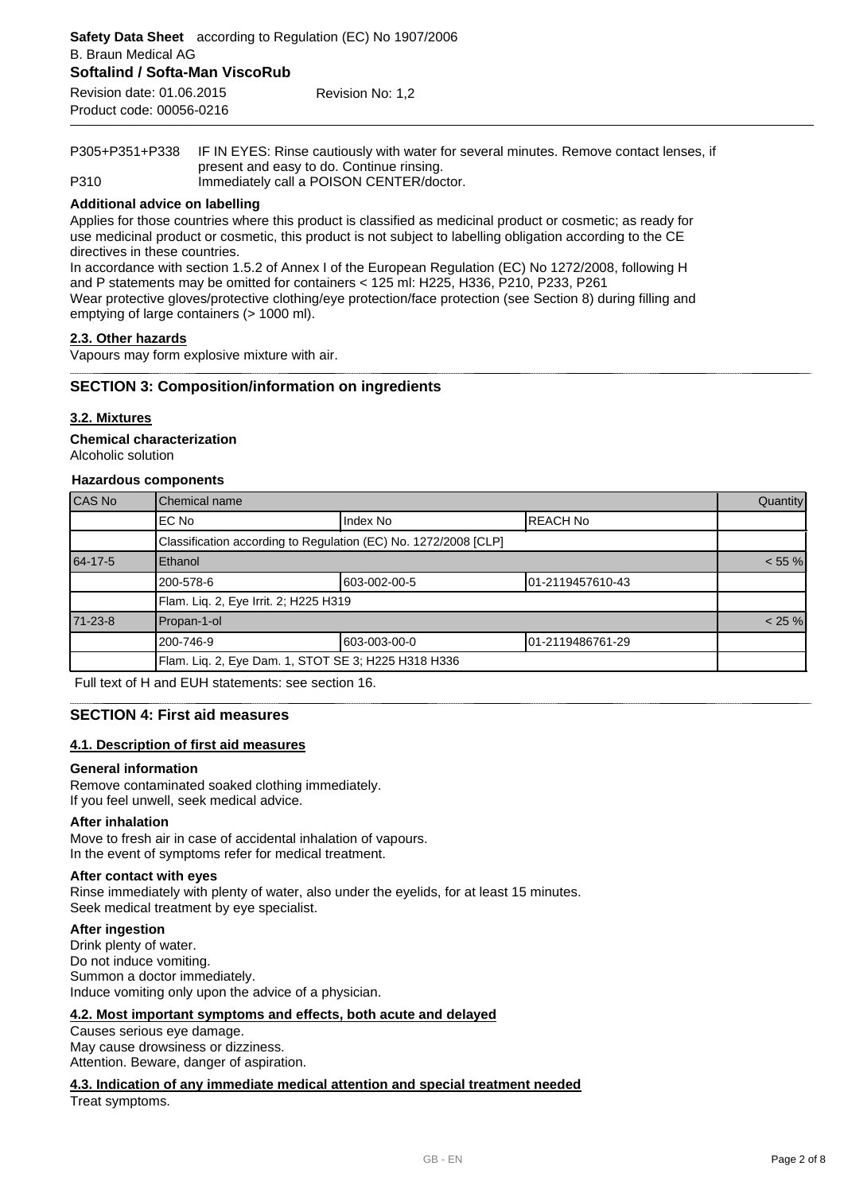| | |
|---|---|
| P305+P351+P338 | IF IN EYES: Rinse cautiously with water for several minutes. Remove contact lenses, if present and easy to do. Continue rinsing. |
| P310 | Immediately call a POISON CENTER/doctor. |

**Additional advice on labelling**

Applies for those countries where this product is classified as medicinal product or cosmetic; as ready for use medicinal product or cosmetic, this product is not subject to labelling obligation according to the CE directives in these countries.
In accordance with section 1.5.2 of Annex I of the European Regulation (EC) No 1272/2008, following H and P statements may be omitted for containers < 125 ml: H225, H336, P210, P233, P261
Wear protective gloves/protective clothing/eye protection/face protection (see Section 8) during filling and emptying of large containers (> 1000 ml).

### 2.3. Other hazards

Vapours may form explosive mixture with air.

## SECTION 3: Composition/information on ingredients

### 3.2. Mixtures

**Chemical characterization**

Alcoholic solution

**Hazardous components**

| CAS No | Chemical name | | | Quantity |
|---|---|---|---|---|
| | EC No | Index No | REACH No | |
| | Classification according to Regulation (EC) No. 1272/2008 [CLP] | | | |
| 64-17-5 | Ethanol | | | < 55 % |
| | 200-578-6 | 603-002-00-5 | 01-2119457610-43 | |
| | Flam. Liq. 2, Eye Irrit. 2; H225 H319 | | | |
| 71-23-8 | Propan-1-ol | | | < 25 % |
| | 200-746-9 | 603-003-00-0 | 01-2119486761-29 | |
| | Flam. Liq. 2, Eye Dam. 1, STOT SE 3; H225 H318 H336 | | | |

Full text of H and EUH statements: see section 16.

## SECTION 4: First aid measures

### 4.1. Description of first aid measures

**General information**

Remove contaminated soaked clothing immediately.
If you feel unwell, seek medical advice.

**After inhalation**

Move to fresh air in case of accidental inhalation of vapours.
In the event of symptoms refer for medical treatment.

**After contact with eyes**

Rinse immediately with plenty of water, also under the eyelids, for at least 15 minutes.
Seek medical treatment by eye specialist.

**After ingestion**

Drink plenty of water.
Do not induce vomiting.
Summon a doctor immediately.
Induce vomiting only upon the advice of a physician.

### 4.2. Most important symptoms and effects, both acute and delayed

Causes serious eye damage.
May cause drowsiness or dizziness.
Attention. Beware, danger of aspiration.

### 4.3. Indication of any immediate medical attention and special treatment needed

Treat symptoms.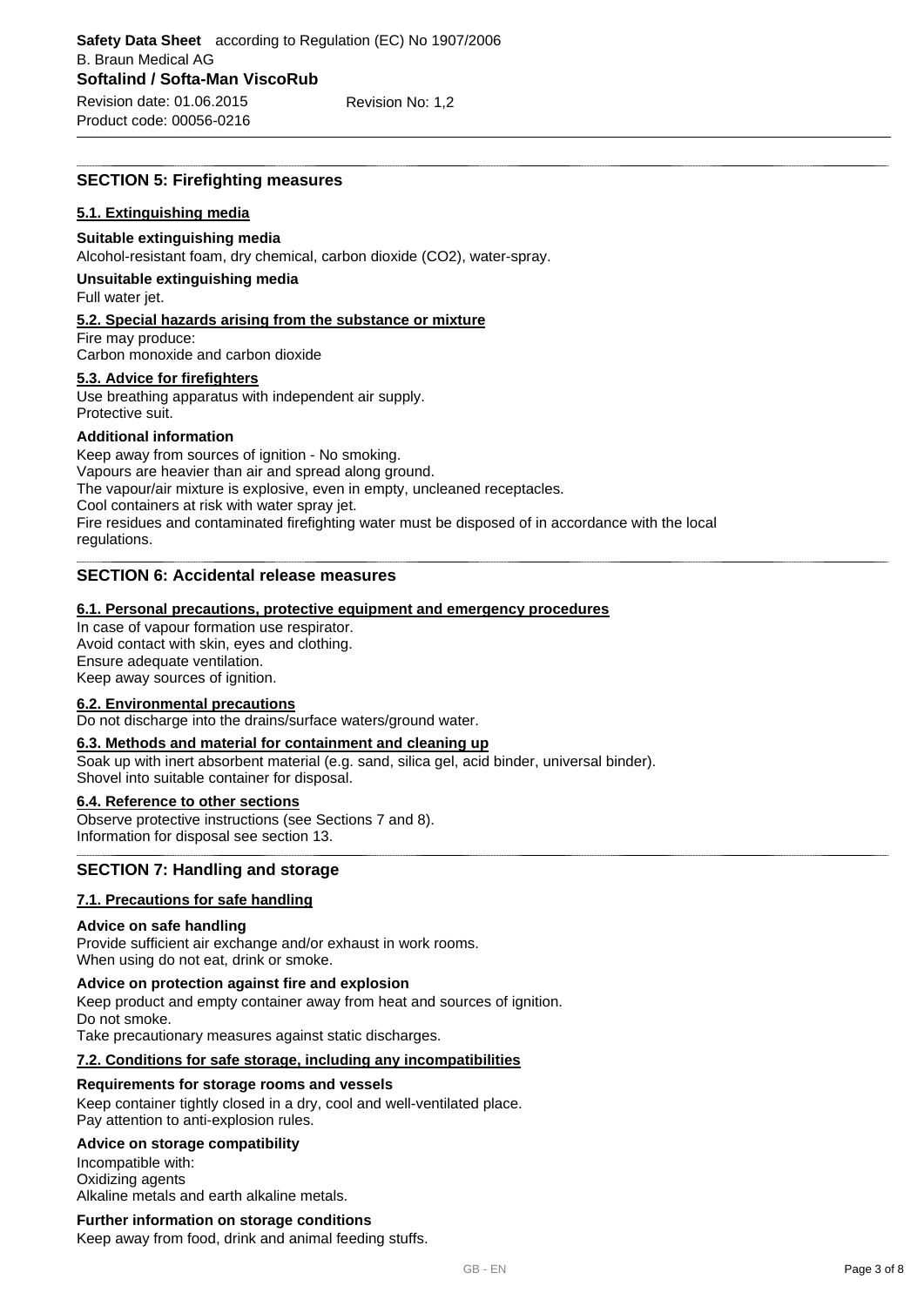## SECTION 5: Firefighting measures

### 5.1. Extinguishing media

**Suitable extinguishing media**

Alcohol-resistant foam, dry chemical, carbon dioxide ($CO_2$), water-spray.

**Unsuitable extinguishing media**

Full water jet.

### 5.2. Special hazards arising from the substance or mixture

Fire may produce:
Carbon monoxide and carbon dioxide

### 5.3. Advice for firefighters

Use breathing apparatus with independent air supply.
Protective suit.

**Additional information**

Keep away from sources of ignition - No smoking.
Vapours are heavier than air and spread along ground.
The vapour/air mixture is explosive, even in empty, uncleaned receptacles.
Cool containers at risk with water spray jet.
Fire residues and contaminated firefighting water must be disposed of in accordance with the local regulations.

## SECTION 6: Accidental release measures

### 6.1. Personal precautions, protective equipment and emergency procedures

In case of vapour formation use respirator.
Avoid contact with skin, eyes and clothing.
Ensure adequate ventilation.
Keep away sources of ignition.

### 6.2. Environmental precautions

Do not discharge into the drains/surface waters/ground water.

### 6.3. Methods and material for containment and cleaning up

Soak up with inert absorbent material (e.g. sand, silica gel, acid binder, universal binder).
Shovel into suitable container for disposal.

### 6.4. Reference to other sections

Observe protective instructions (see Sections 7 and 8).
Information for disposal see section 13.

## SECTION 7: Handling and storage

### 7.1. Precautions for safe handling

**Advice on safe handling**

Provide sufficient air exchange and/or exhaust in work rooms.
When using do not eat, drink or smoke.

**Advice on protection against fire and explosion**

Keep product and empty container away from heat and sources of ignition.
Do not smoke.
Take precautionary measures against static discharges.

### 7.2. Conditions for safe storage, including any incompatibilities

**Requirements for storage rooms and vessels**

Keep container tightly closed in a dry, cool and well-ventilated place.
Pay attention to anti-explosion rules.

**Advice on storage compatibility**

Incompatible with:
Oxidizing agents
Alkaline metals and earth alkaline metals.

**Further information on storage conditions**

Keep away from food, drink and animal feeding stuffs.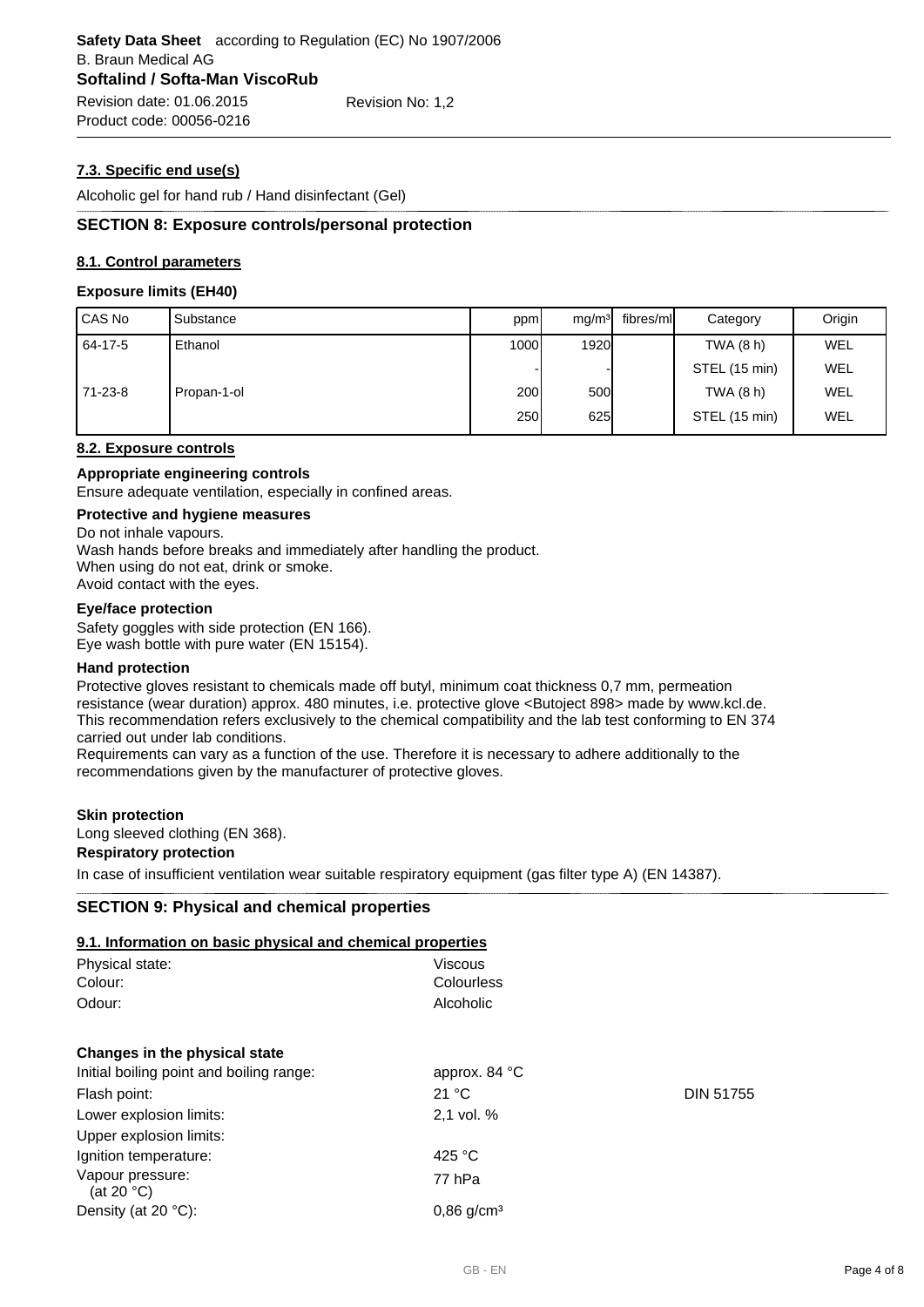### 7.3. Specific end use(s)

Alcoholic gel for hand rub / Hand disinfectant (Gel)

## SECTION 8: Exposure controls/personal protection

### 8.1. Control parameters

**Exposure limits (EH40)**

| CAS No | Substance | ppm | mg/m³ | fibres/ml | Category | Origin |
|---|---|---|---|---|---|---|
| 64-17-5 | Ethanol | 1000 | 1920 | | TWA (8 h) | WEL |
| | | - | - | | STEL (15 min) | WEL |
| 71-23-8 | Propan-1-ol | 200 | 500 | | TWA (8 h) | WEL |
| | | 250 | 625 | | STEL (15 min) | WEL |

### 8.2. Exposure controls

**Appropriate engineering controls**

Ensure adequate ventilation, especially in confined areas.

**Protective and hygiene measures**

Do not inhale vapours.
Wash hands before breaks and immediately after handling the product.
When using do not eat, drink or smoke.
Avoid contact with the eyes.

**Eye/face protection**

Safety goggles with side protection (EN 166).
Eye wash bottle with pure water (EN 15154).

**Hand protection**

Protective gloves resistant to chemicals made off butyl, minimum coat thickness 0,7 mm, permeation resistance (wear duration) approx. 480 minutes, i.e. protective glove <Butoject 898> made by www.kcl.de.
This recommendation refers exclusively to the chemical compatibility and the lab test conforming to EN 374 carried out under lab conditions.
Requirements can vary as a function of the use. Therefore it is necessary to adhere additionally to the recommendations given by the manufacturer of protective gloves.

**Skin protection**

Long sleeved clothing (EN 368).

**Respiratory protection**

In case of insufficient ventilation wear suitable respiratory equipment (gas filter type A) (EN 14387).

## SECTION 9: Physical and chemical properties

### 9.1. Information on basic physical and chemical properties

| | | |
|---|---|---|
| Physical state: | Viscous | |
| Colour: | Colourless | |
| Odour: | Alcoholic | |

**Changes in the physical state**

| | | |
|---|---|---|
| Initial boiling point and boiling range: | approx. 84 °C | |
| Flash point: | 21 °C | DIN 51755 |
| Lower explosion limits: | 2,1 vol. % | |
| Upper explosion limits: | | |
| Ignition temperature: | 425 °C | |
| Vapour pressure: (at 20 °C) | 77 hPa | |
| Density (at 20 °C): | 0,86 g/cm³ | |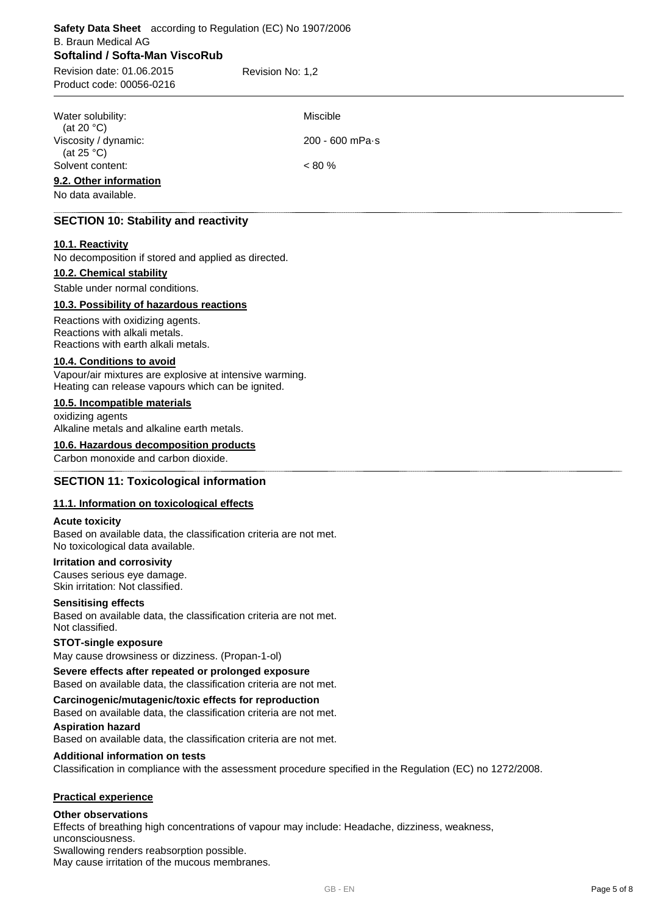| | |
|---|---|
| Water solubility: (at 20 °C) | Miscible |
| Viscosity / dynamic: (at 25 °C) | 200 - 600 mPa·s |
| Solvent content: | < 80 % |

### 9.2. Other information

No data available.

## SECTION 10: Stability and reactivity

### 10.1. Reactivity

No decomposition if stored and applied as directed.

### 10.2. Chemical stability

Stable under normal conditions.

### 10.3. Possibility of hazardous reactions

Reactions with oxidizing agents.
Reactions with alkali metals.
Reactions with earth alkali metals.

### 10.4. Conditions to avoid

Vapour/air mixtures are explosive at intensive warming.
Heating can release vapours which can be ignited.

### 10.5. Incompatible materials

oxidizing agents
Alkaline metals and alkaline earth metals.

### 10.6. Hazardous decomposition products

Carbon monoxide and carbon dioxide.

## SECTION 11: Toxicological information

### 11.1. Information on toxicological effects

**Acute toxicity**

Based on available data, the classification criteria are not met.
No toxicological data available.

**Irritation and corrosivity**

Causes serious eye damage.
Skin irritation: Not classified.

**Sensitising effects**

Based on available data, the classification criteria are not met.
Not classified.

**STOT-single exposure**

May cause drowsiness or dizziness. (Propan-1-ol)

**Severe effects after repeated or prolonged exposure**

Based on available data, the classification criteria are not met.

**Carcinogenic/mutagenic/toxic effects for reproduction**

Based on available data, the classification criteria are not met.

**Aspiration hazard**

Based on available data, the classification criteria are not met.

**Additional information on tests**

Classification in compliance with the assessment procedure specified in the Regulation (EC) no 1272/2008.

### Practical experience

**Other observations**

Effects of breathing high concentrations of vapour may include: Headache, dizziness, weakness, unconsciousness.
Swallowing renders reabsorption possible.
May cause irritation of the mucous membranes.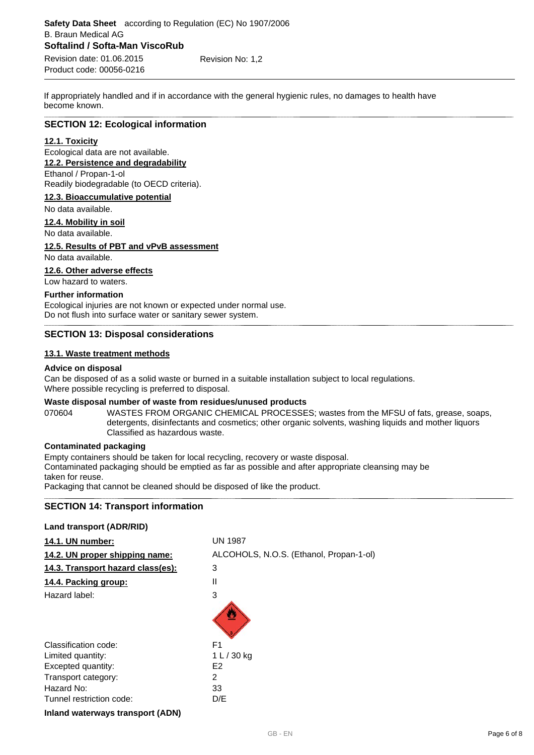If appropriately handled and if in accordance with the general hygienic rules, no damages to health have become known.

## SECTION 12: Ecological information

### 12.1. Toxicity

Ecological data are not available.

### 12.2. Persistence and degradability

Ethanol / Propan-1-ol
Readily biodegradable (to OECD criteria).

### 12.3. Bioaccumulative potential

No data available.

### 12.4. Mobility in soil

No data available.

### 12.5. Results of PBT and vPvB assessment

No data available.

### 12.6. Other adverse effects

Low hazard to waters.

**Further information**

Ecological injuries are not known or expected under normal use.
Do not flush into surface water or sanitary sewer system.

## SECTION 13: Disposal considerations

### 13.1. Waste treatment methods

**Advice on disposal**

Can be disposed of as a solid waste or burned in a suitable installation subject to local regulations.
Where possible recycling is preferred to disposal.

**Waste disposal number of waste from residues/unused products**

070604 WASTES FROM ORGANIC CHEMICAL PROCESSES; wastes from the MFSU of fats, grease, soaps, detergents, disinfectants and cosmetics; other organic solvents, washing liquids and mother liquors
Classified as hazardous waste.

**Contaminated packaging**

Empty containers should be taken for local recycling, recovery or waste disposal.
Contaminated packaging should be emptied as far as possible and after appropriate cleansing may be taken for reuse.
Packaging that cannot be cleaned should be disposed of like the product.

## SECTION 14: Transport information

**Land transport (ADR/RID)**

| | |
|---|---|
| **14.1. UN number:** | UN 1987 |
| **14.2. UN proper shipping name:** | ALCOHOLS, N.O.S. (Ethanol, Propan-1-ol) |
| **14.3. Transport hazard class(es):** | 3 |
| **14.4. Packing group:** | II |
| Hazard label: | 3 |
| Classification code: | F1 |
| Limited quantity: | 1 L / 30 kg |
| Excepted quantity: | E2 |
| Transport category: | 2 |
| Hazard No: | 33 |
| Tunnel restriction code: | D/E |

**Inland waterways transport (ADN)**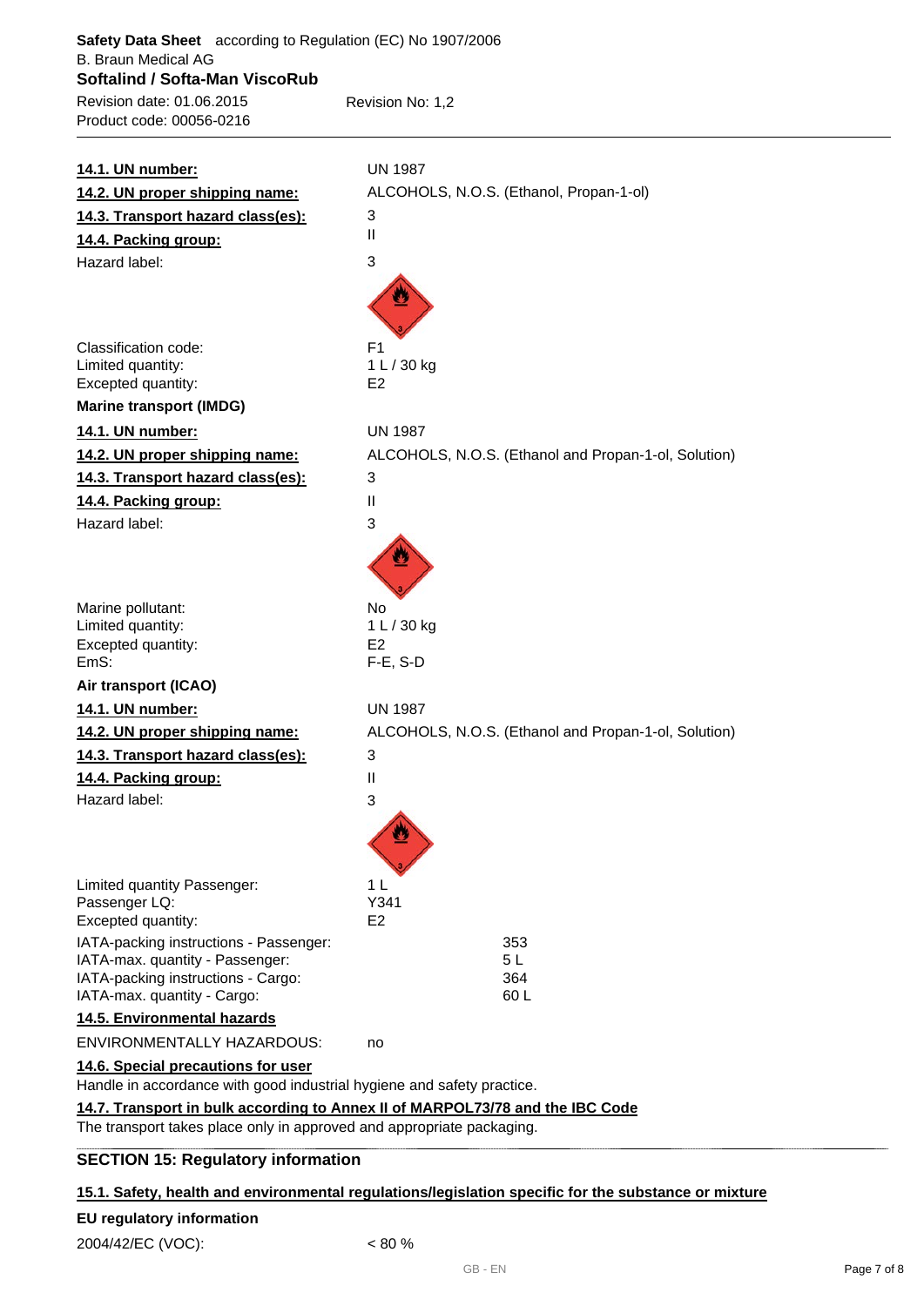**14.1. UN number:** UN 1987

**14.2. UN proper shipping name:** ALCOHOLS, N.O.S. (Ethanol, Propan-1-ol)

**14.3. Transport hazard class(es):** 3

**14.4. Packing group:** II

Hazard label: 3

Classification code: F1
Limited quantity: 1 L / 30 kg
Excepted quantity: E2

**Marine transport (IMDG)**

**14.1. UN number:** UN 1987

**14.2. UN proper shipping name:** ALCOHOLS, N.O.S. (Ethanol and Propan-1-ol, Solution)

**14.3. Transport hazard class(es):** 3

**14.4. Packing group:** II

Hazard label: 3

Marine pollutant: No
Limited quantity: 1 L / 30 kg
Excepted quantity: E2
EmS: F-E, S-D

**Air transport (ICAO)**

**14.1. UN number:** UN 1987

**14.2. UN proper shipping name:** ALCOHOLS, N.O.S. (Ethanol and Propan-1-ol, Solution)

**14.3. Transport hazard class(es):** 3

**14.4. Packing group:** II

Hazard label: 3

Limited quantity Passenger: 1 L
Passenger LQ: Y341
Excepted quantity: E2

IATA-packing instructions - Passenger: 353
IATA-max. quantity - Passenger: 5 L
IATA-packing instructions - Cargo: 364
IATA-max. quantity - Cargo: 60 L

**14.5. Environmental hazards**

ENVIRONMENTALLY HAZARDOUS: no

**14.6. Special precautions for user**

Handle in accordance with good industrial hygiene and safety practice.

**14.7. Transport in bulk according to Annex II of MARPOL73/78 and the IBC Code**

The transport takes place only in approved and appropriate packaging.

## SECTION 15: Regulatory information

**15.1. Safety, health and environmental regulations/legislation specific for the substance or mixture**

**EU regulatory information**

2004/42/EC (VOC): < 80 %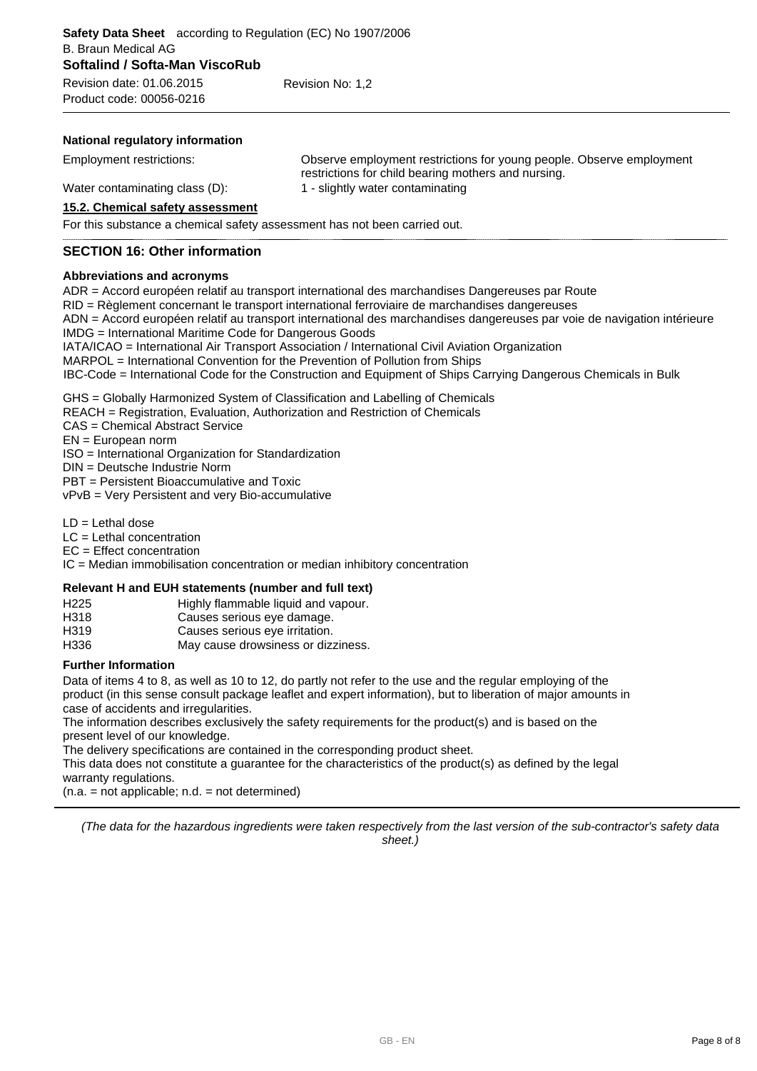#### National regulatory information

| | |
|---|---|
| Employment restrictions: | Observe employment restrictions for young people. Observe employment restrictions for child bearing mothers and nursing. |
| Water contaminating class (D): | 1 - slightly water contaminating |

#### 15.2. Chemical safety assessment

For this substance a chemical safety assessment has not been carried out.

## SECTION 16: Other information

#### Abbreviations and acronyms

ADR = Accord européen relatif au transport international des marchandises Dangereuses par Route
RID = Règlement concernant le transport international ferroviaire de marchandises dangereuses
ADN = Accord européen relatif au transport international des marchandises dangereuses par voie de navigation intérieure
IMDG = International Maritime Code for Dangerous Goods
IATA/ICAO = International Air Transport Association / International Civil Aviation Organization
MARPOL = International Convention for the Prevention of Pollution from Ships
IBC-Code = International Code for the Construction and Equipment of Ships Carrying Dangerous Chemicals in Bulk

GHS = Globally Harmonized System of Classification and Labelling of Chemicals
REACH = Registration, Evaluation, Authorization and Restriction of Chemicals
CAS = Chemical Abstract Service
EN = European norm
ISO = International Organization for Standardization
DIN = Deutsche Industrie Norm
PBT = Persistent Bioaccumulative and Toxic
vPvB = Very Persistent and very Bio-accumulative

LD = Lethal dose
LC = Lethal concentration
EC = Effect concentration
IC = Median immobilisation concentration or median inhibitory concentration

#### Relevant H and EUH statements (number and full text)

| | |
|---|---|
| H225 | Highly flammable liquid and vapour. |
| H318 | Causes serious eye damage. |
| H319 | Causes serious eye irritation. |
| H336 | May cause drowsiness or dizziness. |

#### Further Information

Data of items 4 to 8, as well as 10 to 12, do partly not refer to the use and the regular employing of the product (in this sense consult package leaflet and expert information), but to liberation of major amounts in case of accidents and irregularities.
The information describes exclusively the safety requirements for the product(s) and is based on the present level of our knowledge.
The delivery specifications are contained in the corresponding product sheet.
This data does not constitute a guarantee for the characteristics of the product(s) as defined by the legal warranty regulations.
(n.a. = not applicable; n.d. = not determined)

*(The data for the hazardous ingredients were taken respectively from the last version of the sub-contractor's safety data sheet.)*